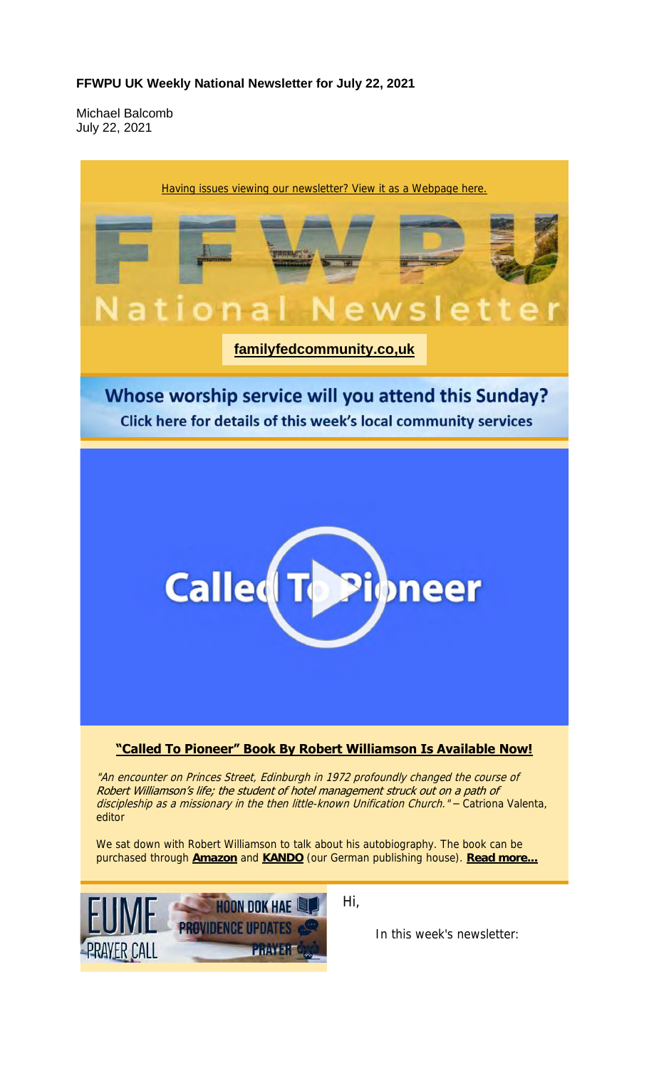**FFWPU UK Weekly National Newsletter for July 22, 2021**

Michael Balcomb
July 22, 2021

Having issues viewing our newsletter? View it as a Webpage here.

FFWPU

National Newsletter

**familyfedcommunity.co,uk**

## Whose worship service will you attend this Sunday?

**Click here for details of this week's local community services**

Called To Pioneer

### **"Called To Pioneer" Book By Robert Williamson Is Available Now!**

*"An encounter on Princes Street, Edinburgh in 1972 profoundly changed the course of Robert Williamson's life; the student of hotel management struck out on a path of discipleship as a missionary in the then little-known Unification Church."* – Catriona Valenta, editor

We sat down with Robert Williamson to talk about his autobiography. The book can be purchased through **Amazon** and **KANDO** (our German publishing house). **Read more...**

EUME PRAYER CALL

HOON DOK HAE

PROVIDENCE UPDATES

PRAYER

Hi,

In this week's newsletter: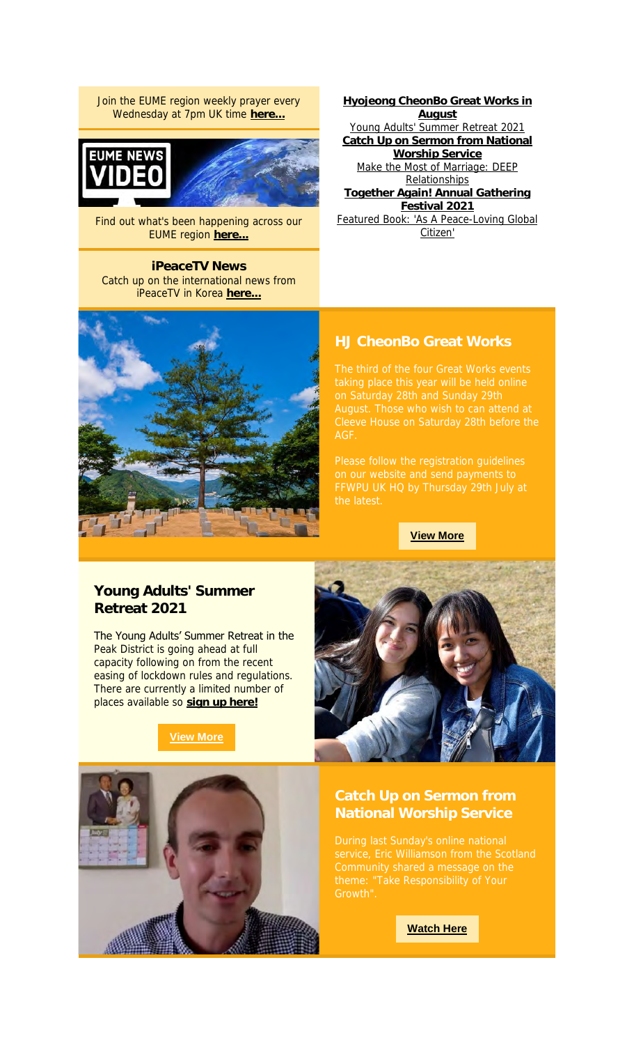Join the EUME region weekly prayer every Wednesday at 7pm UK time **here...**

Find out what's been happening across our EUME region **here...**

**iPeaceTV News**

Catch up on the international news from iPeaceTV in Korea **here...**

**Hyojeong CheonBo Great Works in August**

Young Adults' Summer Retreat 2021

**Catch Up on Sermon from National Worship Service**

Make the Most of Marriage: DEEP Relationships

**Together Again! Annual Gathering Festival 2021**

Featured Book: 'As A Peace-Loving Global Citizen'

## HJ CheonBo Great Works

The third of the four Great Works events taking place this year will be held online on Saturday 28th and Sunday 29th August. Those who wish to can attend at Cleeve House on Saturday 28th before the AGF.

Please follow the registration guidelines on our website and send payments to FFWPU UK HQ by Thursday 29th July at the latest.

**View More**

## Young Adults' Summer Retreat 2021

The Young Adults' Summer Retreat in the Peak District is going ahead at full capacity following on from the recent easing of lockdown rules and regulations. There are currently a limited number of places available so **sign up here!**

**View More**

## Catch Up on Sermon from National Worship Service

During last Sunday's online national service, Eric Williamson from the Scotland Community shared a message on the theme: "Take Responsibility of Your Growth".

**Watch Here**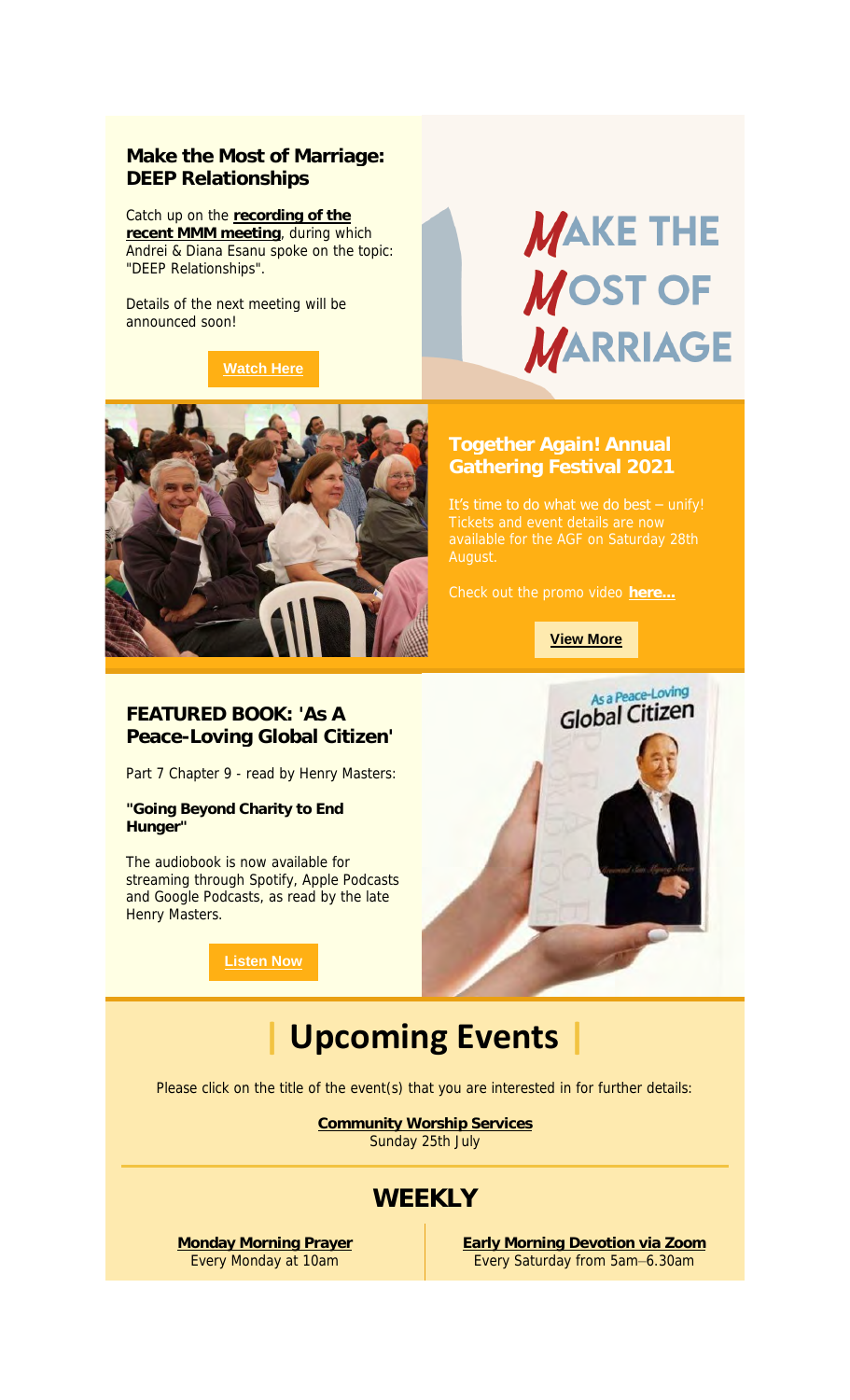## Make the Most of Marriage: DEEP Relationships

Catch up on the **recording of the recent MMM meeting**, during which Andrei & Diana Esanu spoke on the topic: "DEEP Relationships".

Details of the next meeting will be announced soon!

**Watch Here**

MAKE THE MOST OF MARRIAGE

## Together Again! Annual Gathering Festival 2021

It's time to do what we do best – unify! Tickets and event details are now available for the AGF on Saturday 28th August.

Check out the promo video **here...**

**View More**

## FEATURED BOOK: 'As A Peace-Loving Global Citizen'

Part 7 Chapter 9 - read by Henry Masters:

**"Going Beyond Charity to End Hunger"**

The audiobook is now available for streaming through Spotify, Apple Podcasts and Google Podcasts, as read by the late Henry Masters.

**Listen Now**

# | Upcoming Events |

Please click on the title of the event(s) that you are interested in for further details:

**Community Worship Services**
Sunday 25th July

## WEEKLY

**Monday Morning Prayer**
Every Monday at 10am

**Early Morning Devotion via Zoom**
Every Saturday from 5am–6.30am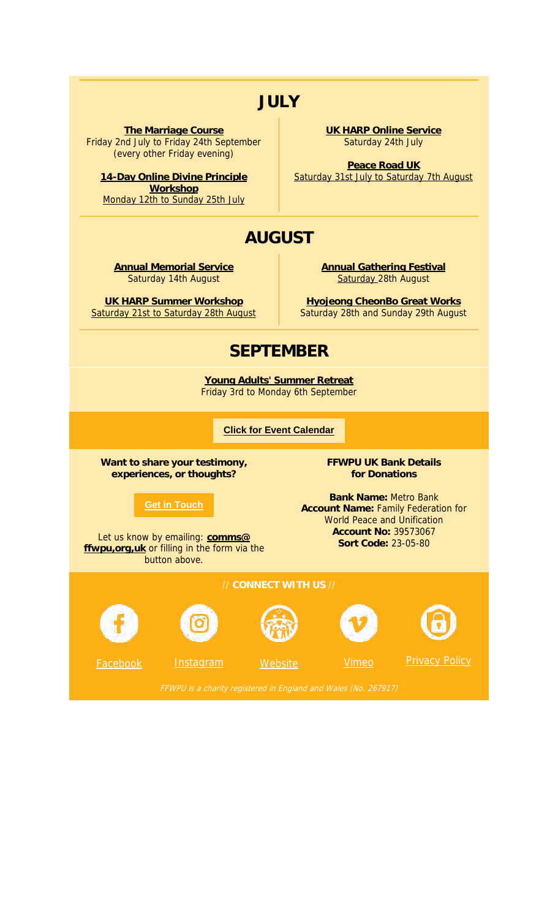# JULY

**The Marriage Course**
Friday 2nd July to Friday 24th September
(every other Friday evening)

**14-Day Online Divine Principle Workshop**
Monday 12th to Sunday 25th July

**UK HARP Online Service**
Saturday 24th July

**Peace Road UK**
Saturday 31st July to Saturday 7th August

# AUGUST

**Annual Memorial Service**
Saturday 14th August

**UK HARP Summer Workshop**
Saturday 21st to Saturday 28th August

**Annual Gathering Festival**
Saturday 28th August

**Hyojeong CheonBo Great Works**
Saturday 28th and Sunday 29th August

# SEPTEMBER

**Young Adults' Summer Retreat**
Friday 3rd to Monday 6th September

**Click for Event Calendar**

**Want to share your testimony, experiences, or thoughts?**

**Get in Touch**

Let us know by emailing: **comms@ ffwpu,org,uk** or filling in the form via the button above.

**FFWPU UK Bank Details for Donations**

**Bank Name:** Metro Bank
**Account Name:** Family Federation for World Peace and Unification
**Account No:** 39573067
**Sort Code:** 23-05-80

// **CONNECT WITH US** //

Facebook Instagram Website Vimeo Privacy Policy

*FFWPU is a charity registered in England and Wales (No. 267917)*